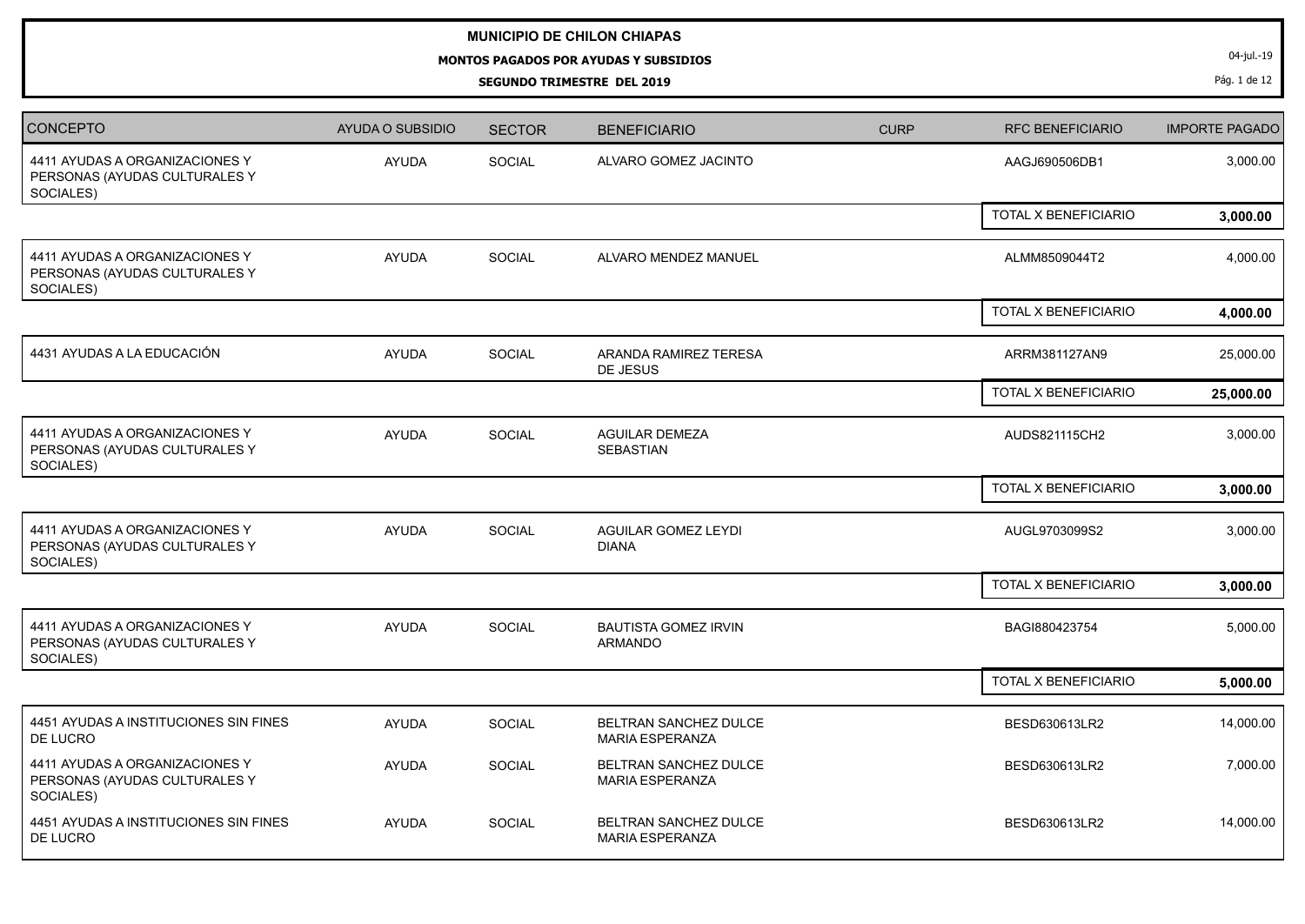**MUNICIPIO DE CHILON CHIAPAS**

**MONTOS PAGADOS POR AYUDAS Y SUBSIDIOS**

**SEGUNDO TRIMESTRE DEL 2019**

04-jul.-19

| CONCEPTO | AYUDA O SUBSIDIO | SECTOR | BENEFICIARIO | CURP | RFC BENEFICIARIO | IMPORTE PAGADO |
|---|---|---|---|---|---|---|
| 4411 AYUDAS A ORGANIZACIONES Y PERSONAS (AYUDAS CULTURALES Y SOCIALES) | AYUDA | SOCIAL | ALVARO GOMEZ JACINTO | | AAGJ690506DB1 | 3,000.00 |
| | | | | | TOTAL X BENEFICIARIO | **3,000.00** |
| 4411 AYUDAS A ORGANIZACIONES Y PERSONAS (AYUDAS CULTURALES Y SOCIALES) | AYUDA | SOCIAL | ALVARO MENDEZ MANUEL | | ALMM8509044T2 | 4,000.00 |
| | | | | | TOTAL X BENEFICIARIO | **4,000.00** |
| 4431 AYUDAS A LA EDUCACIÓN | AYUDA | SOCIAL | ARANDA RAMIREZ TERESA DE JESUS | | ARRM381127AN9 | 25,000.00 |
| | | | | | TOTAL X BENEFICIARIO | **25,000.00** |
| 4411 AYUDAS A ORGANIZACIONES Y PERSONAS (AYUDAS CULTURALES Y SOCIALES) | AYUDA | SOCIAL | AGUILAR DEMEZA SEBASTIAN | | AUDS821115CH2 | 3,000.00 |
| | | | | | TOTAL X BENEFICIARIO | **3,000.00** |
| 4411 AYUDAS A ORGANIZACIONES Y PERSONAS (AYUDAS CULTURALES Y SOCIALES) | AYUDA | SOCIAL | AGUILAR GOMEZ LEYDI DIANA | | AUGL9703099S2 | 3,000.00 |
| | | | | | TOTAL X BENEFICIARIO | **3,000.00** |
| 4411 AYUDAS A ORGANIZACIONES Y PERSONAS (AYUDAS CULTURALES Y SOCIALES) | AYUDA | SOCIAL | BAUTISTA GOMEZ IRVIN ARMANDO | | BAGI880423754 | 5,000.00 |
| | | | | | TOTAL X BENEFICIARIO | **5,000.00** |
| 4451 AYUDAS A INSTITUCIONES SIN FINES DE LUCRO | AYUDA | SOCIAL | BELTRAN SANCHEZ DULCE MARIA ESPERANZA | | BESD630613LR2 | 14,000.00 |
| 4411 AYUDAS A ORGANIZACIONES Y PERSONAS (AYUDAS CULTURALES Y SOCIALES) | AYUDA | SOCIAL | BELTRAN SANCHEZ DULCE MARIA ESPERANZA | | BESD630613LR2 | 7,000.00 |
| 4451 AYUDAS A INSTITUCIONES SIN FINES DE LUCRO | AYUDA | SOCIAL | BELTRAN SANCHEZ DULCE MARIA ESPERANZA | | BESD630613LR2 | 14,000.00 |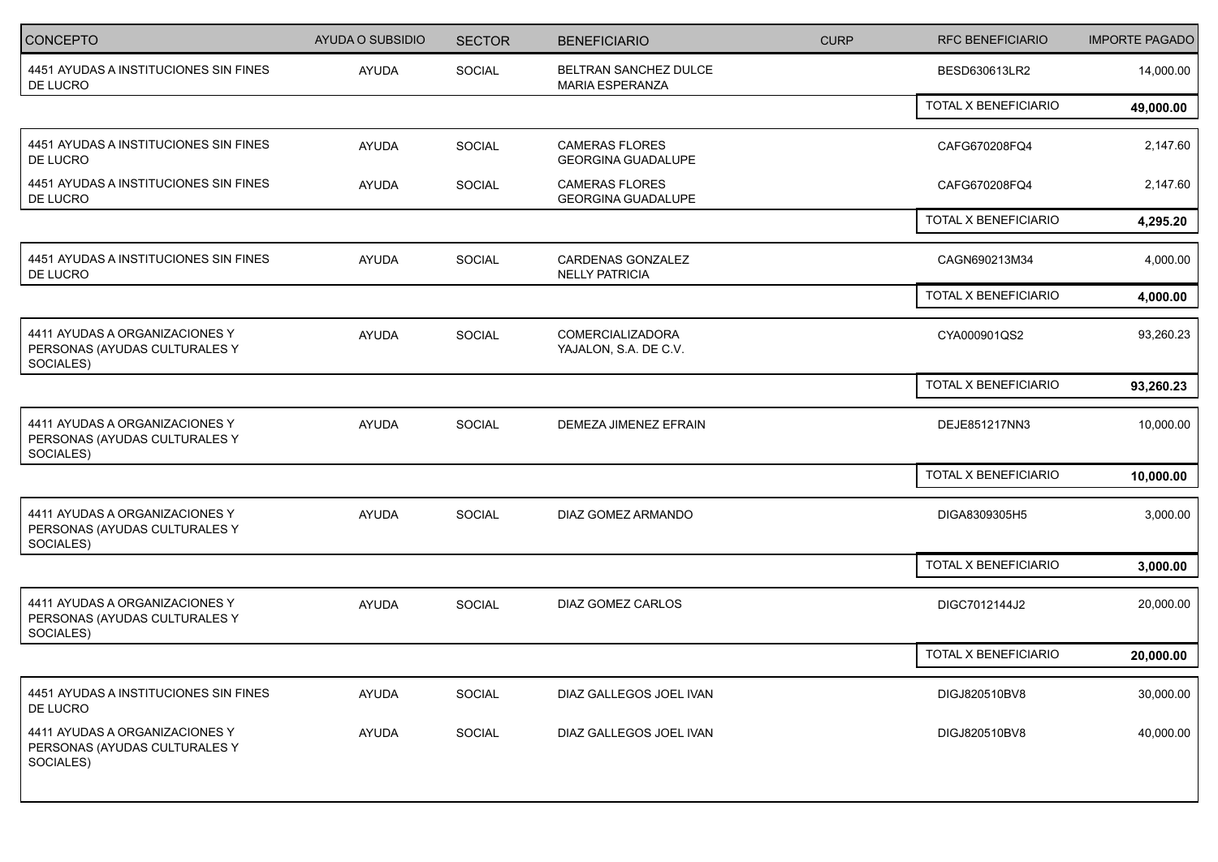| CONCEPTO | AYUDA O SUBSIDIO | SECTOR | BENEFICIARIO | CURP | RFC BENEFICIARIO | IMPORTE PAGADO |
|---|---|---|---|---|---|---|
| 4451 AYUDAS A INSTITUCIONES SIN FINES DE LUCRO | AYUDA | SOCIAL | BELTRAN SANCHEZ DULCE MARIA ESPERANZA | | BESD630613LR2 | 14,000.00 |
| | | | | | TOTAL X BENEFICIARIO | **49,000.00** |
| 4451 AYUDAS A INSTITUCIONES SIN FINES DE LUCRO | AYUDA | SOCIAL | CAMERAS FLORES GEORGINA GUADALUPE | | CAFG670208FQ4 | 2,147.60 |
| 4451 AYUDAS A INSTITUCIONES SIN FINES DE LUCRO | AYUDA | SOCIAL | CAMERAS FLORES GEORGINA GUADALUPE | | CAFG670208FQ4 | 2,147.60 |
| | | | | | TOTAL X BENEFICIARIO | **4,295.20** |
| 4451 AYUDAS A INSTITUCIONES SIN FINES DE LUCRO | AYUDA | SOCIAL | CARDENAS GONZALEZ NELLY PATRICIA | | CAGN690213M34 | 4,000.00 |
| | | | | | TOTAL X BENEFICIARIO | **4,000.00** |
| 4411 AYUDAS A ORGANIZACIONES Y PERSONAS (AYUDAS CULTURALES Y SOCIALES) | AYUDA | SOCIAL | COMERCIALIZADORA YAJALON, S.A. DE C.V. | | CYA000901QS2 | 93,260.23 |
| | | | | | TOTAL X BENEFICIARIO | **93,260.23** |
| 4411 AYUDAS A ORGANIZACIONES Y PERSONAS (AYUDAS CULTURALES Y SOCIALES) | AYUDA | SOCIAL | DEMEZA JIMENEZ EFRAIN | | DEJE851217NN3 | 10,000.00 |
| | | | | | TOTAL X BENEFICIARIO | **10,000.00** |
| 4411 AYUDAS A ORGANIZACIONES Y PERSONAS (AYUDAS CULTURALES Y SOCIALES) | AYUDA | SOCIAL | DIAZ GOMEZ ARMANDO | | DIGA8309305H5 | 3,000.00 |
| | | | | | TOTAL X BENEFICIARIO | **3,000.00** |
| 4411 AYUDAS A ORGANIZACIONES Y PERSONAS (AYUDAS CULTURALES Y SOCIALES) | AYUDA | SOCIAL | DIAZ GOMEZ CARLOS | | DIGC7012144J2 | 20,000.00 |
| | | | | | TOTAL X BENEFICIARIO | **20,000.00** |
| 4451 AYUDAS A INSTITUCIONES SIN FINES DE LUCRO | AYUDA | SOCIAL | DIAZ GALLEGOS JOEL IVAN | | DIGJ820510BV8 | 30,000.00 |
| 4411 AYUDAS A ORGANIZACIONES Y PERSONAS (AYUDAS CULTURALES Y SOCIALES) | AYUDA | SOCIAL | DIAZ GALLEGOS JOEL IVAN | | DIGJ820510BV8 | 40,000.00 |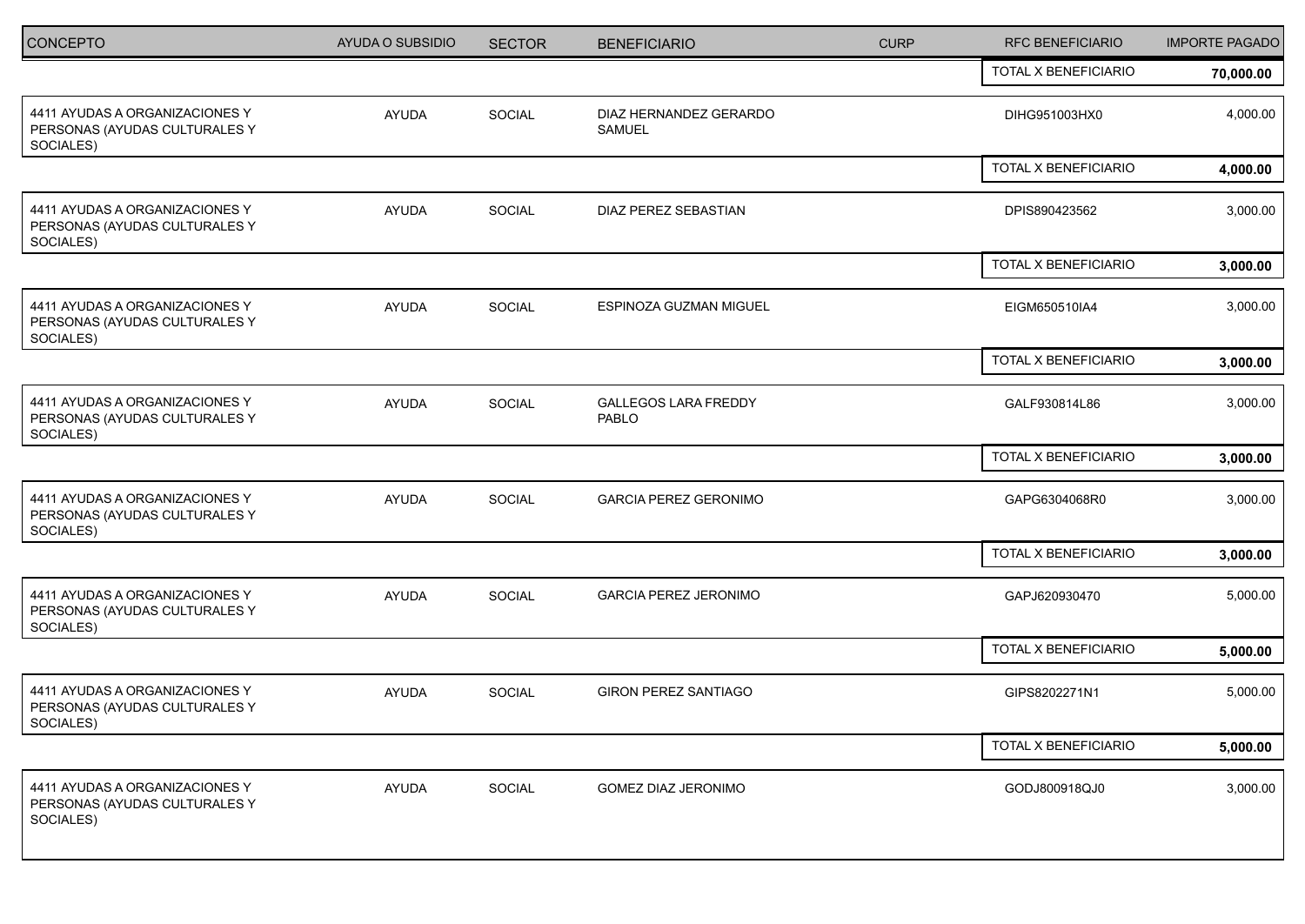| CONCEPTO | AYUDA O SUBSIDIO | SECTOR | BENEFICIARIO | CURP | RFC BENEFICIARIO | IMPORTE PAGADO |
|---|---|---|---|---|---|---|
| | | | | | TOTAL X BENEFICIARIO | **70,000.00** |
| 4411 AYUDAS A ORGANIZACIONES Y PERSONAS (AYUDAS CULTURALES Y SOCIALES) | AYUDA | SOCIAL | DIAZ HERNANDEZ GERARDO SAMUEL | | DIHG951003HX0 | 4,000.00 |
| | | | | | TOTAL X BENEFICIARIO | **4,000.00** |
| 4411 AYUDAS A ORGANIZACIONES Y PERSONAS (AYUDAS CULTURALES Y SOCIALES) | AYUDA | SOCIAL | DIAZ PEREZ SEBASTIAN | | DPIS890423562 | 3,000.00 |
| | | | | | TOTAL X BENEFICIARIO | **3,000.00** |
| 4411 AYUDAS A ORGANIZACIONES Y PERSONAS (AYUDAS CULTURALES Y SOCIALES) | AYUDA | SOCIAL | ESPINOZA GUZMAN MIGUEL | | EIGM650510IA4 | 3,000.00 |
| | | | | | TOTAL X BENEFICIARIO | **3,000.00** |
| 4411 AYUDAS A ORGANIZACIONES Y PERSONAS (AYUDAS CULTURALES Y SOCIALES) | AYUDA | SOCIAL | GALLEGOS LARA FREDDY PABLO | | GALF930814L86 | 3,000.00 |
| | | | | | TOTAL X BENEFICIARIO | **3,000.00** |
| 4411 AYUDAS A ORGANIZACIONES Y PERSONAS (AYUDAS CULTURALES Y SOCIALES) | AYUDA | SOCIAL | GARCIA PEREZ GERONIMO | | GAPG6304068R0 | 3,000.00 |
| | | | | | TOTAL X BENEFICIARIO | **3,000.00** |
| 4411 AYUDAS A ORGANIZACIONES Y PERSONAS (AYUDAS CULTURALES Y SOCIALES) | AYUDA | SOCIAL | GARCIA PEREZ JERONIMO | | GAPJ620930470 | 5,000.00 |
| | | | | | TOTAL X BENEFICIARIO | **5,000.00** |
| 4411 AYUDAS A ORGANIZACIONES Y PERSONAS (AYUDAS CULTURALES Y SOCIALES) | AYUDA | SOCIAL | GIRON PEREZ SANTIAGO | | GIPS8202271N1 | 5,000.00 |
| | | | | | TOTAL X BENEFICIARIO | **5,000.00** |
| 4411 AYUDAS A ORGANIZACIONES Y PERSONAS (AYUDAS CULTURALES Y SOCIALES) | AYUDA | SOCIAL | GOMEZ DIAZ JERONIMO | | GODJ800918QJ0 | 3,000.00 |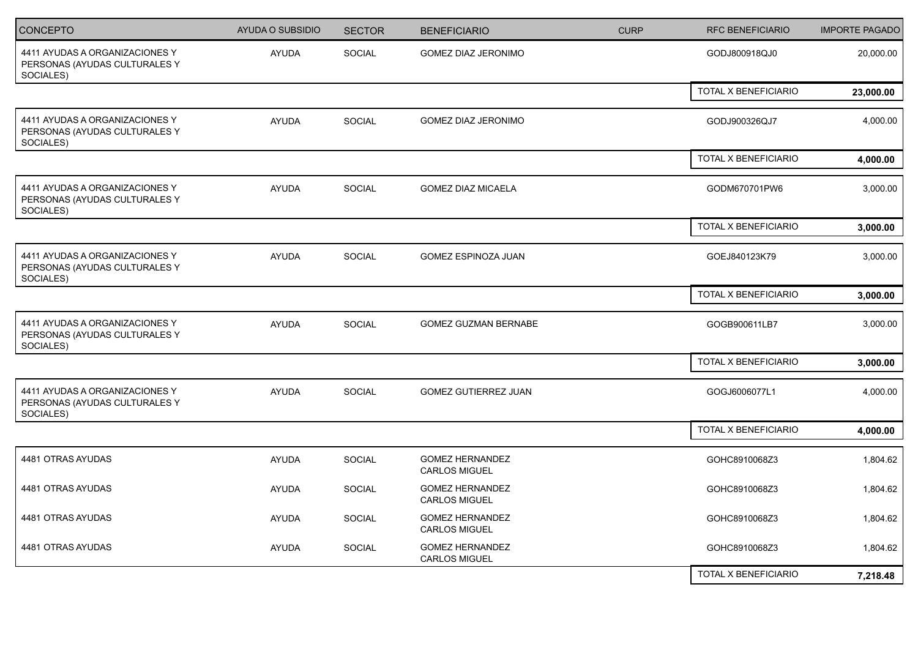| CONCEPTO | AYUDA O SUBSIDIO | SECTOR | BENEFICIARIO | CURP | RFC BENEFICIARIO | IMPORTE PAGADO |
|---|---|---|---|---|---|---|
| 4411 AYUDAS A ORGANIZACIONES Y PERSONAS (AYUDAS CULTURALES Y SOCIALES) | AYUDA | SOCIAL | GOMEZ DIAZ JERONIMO | | GODJ800918QJ0 | 20,000.00 |
| | | | | | TOTAL X BENEFICIARIO | **23,000.00** |
| 4411 AYUDAS A ORGANIZACIONES Y PERSONAS (AYUDAS CULTURALES Y SOCIALES) | AYUDA | SOCIAL | GOMEZ DIAZ JERONIMO | | GODJ900326QJ7 | 4,000.00 |
| | | | | | TOTAL X BENEFICIARIO | **4,000.00** |
| 4411 AYUDAS A ORGANIZACIONES Y PERSONAS (AYUDAS CULTURALES Y SOCIALES) | AYUDA | SOCIAL | GOMEZ DIAZ MICAELA | | GODM670701PW6 | 3,000.00 |
| | | | | | TOTAL X BENEFICIARIO | **3,000.00** |
| 4411 AYUDAS A ORGANIZACIONES Y PERSONAS (AYUDAS CULTURALES Y SOCIALES) | AYUDA | SOCIAL | GOMEZ ESPINOZA JUAN | | GOEJ840123K79 | 3,000.00 |
| | | | | | TOTAL X BENEFICIARIO | **3,000.00** |
| 4411 AYUDAS A ORGANIZACIONES Y PERSONAS (AYUDAS CULTURALES Y SOCIALES) | AYUDA | SOCIAL | GOMEZ GUZMAN BERNABE | | GOGB900611LB7 | 3,000.00 |
| | | | | | TOTAL X BENEFICIARIO | **3,000.00** |
| 4411 AYUDAS A ORGANIZACIONES Y PERSONAS (AYUDAS CULTURALES Y SOCIALES) | AYUDA | SOCIAL | GOMEZ GUTIERREZ JUAN | | GOGJ6006077L1 | 4,000.00 |
| | | | | | TOTAL X BENEFICIARIO | **4,000.00** |
| 4481 OTRAS AYUDAS | AYUDA | SOCIAL | GOMEZ HERNANDEZ CARLOS MIGUEL | | GOHC8910068Z3 | 1,804.62 |
| 4481 OTRAS AYUDAS | AYUDA | SOCIAL | GOMEZ HERNANDEZ CARLOS MIGUEL | | GOHC8910068Z3 | 1,804.62 |
| 4481 OTRAS AYUDAS | AYUDA | SOCIAL | GOMEZ HERNANDEZ CARLOS MIGUEL | | GOHC8910068Z3 | 1,804.62 |
| 4481 OTRAS AYUDAS | AYUDA | SOCIAL | GOMEZ HERNANDEZ CARLOS MIGUEL | | GOHC8910068Z3 | 1,804.62 |
| | | | | | TOTAL X BENEFICIARIO | **7,218.48** |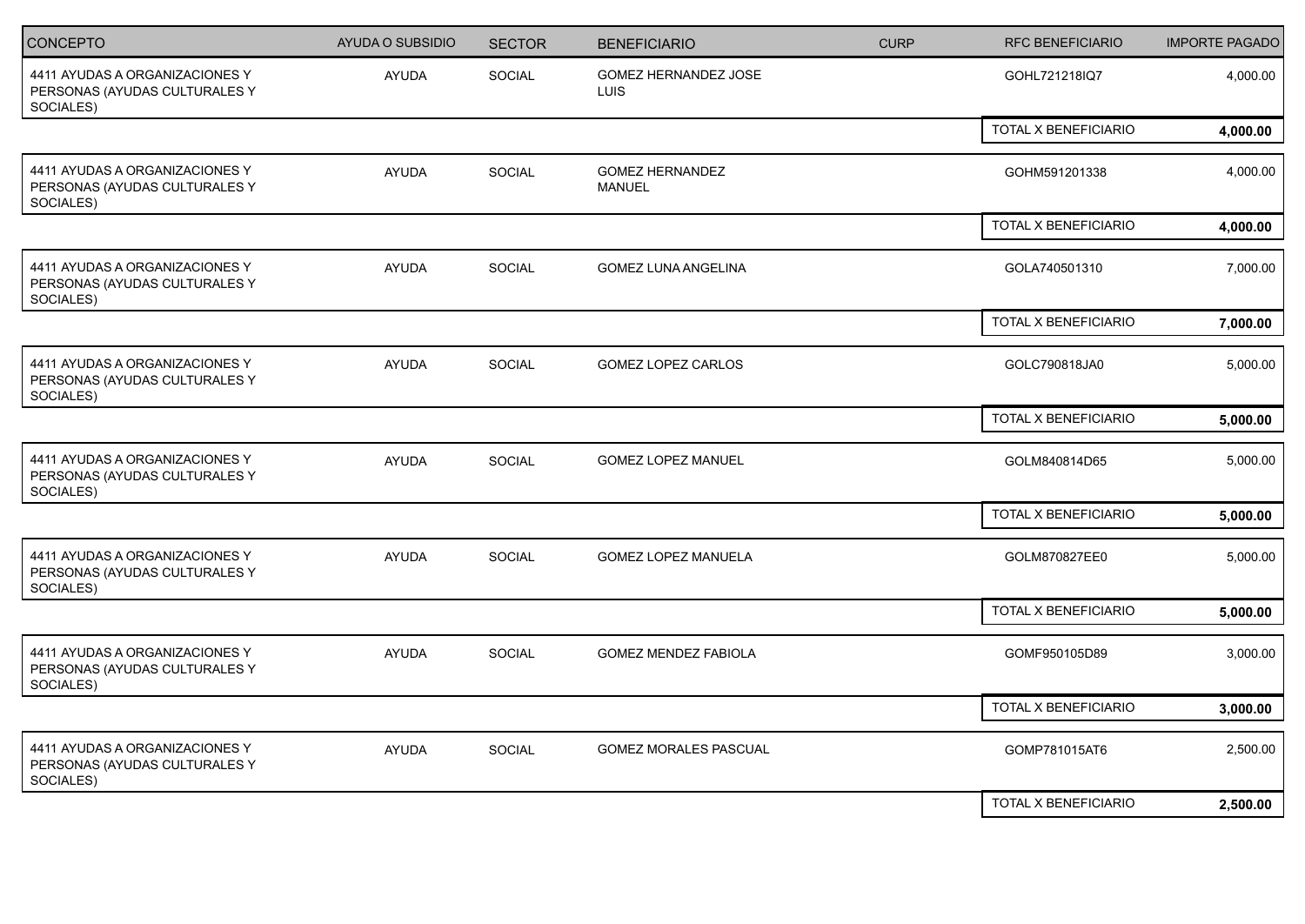| CONCEPTO | AYUDA O SUBSIDIO | SECTOR | BENEFICIARIO | CURP | RFC BENEFICIARIO | IMPORTE PAGADO |
|---|---|---|---|---|---|---|
| 4411 AYUDAS A ORGANIZACIONES Y PERSONAS (AYUDAS CULTURALES Y SOCIALES) | AYUDA | SOCIAL | GOMEZ HERNANDEZ JOSE LUIS | | GOHL721218IQ7 | 4,000.00 |
| | | | | | TOTAL X BENEFICIARIO | **4,000.00** |
| 4411 AYUDAS A ORGANIZACIONES Y PERSONAS (AYUDAS CULTURALES Y SOCIALES) | AYUDA | SOCIAL | GOMEZ HERNANDEZ MANUEL | | GOHM591201338 | 4,000.00 |
| | | | | | TOTAL X BENEFICIARIO | **4,000.00** |
| 4411 AYUDAS A ORGANIZACIONES Y PERSONAS (AYUDAS CULTURALES Y SOCIALES) | AYUDA | SOCIAL | GOMEZ LUNA ANGELINA | | GOLA740501310 | 7,000.00 |
| | | | | | TOTAL X BENEFICIARIO | **7,000.00** |
| 4411 AYUDAS A ORGANIZACIONES Y PERSONAS (AYUDAS CULTURALES Y SOCIALES) | AYUDA | SOCIAL | GOMEZ LOPEZ CARLOS | | GOLC790818JA0 | 5,000.00 |
| | | | | | TOTAL X BENEFICIARIO | **5,000.00** |
| 4411 AYUDAS A ORGANIZACIONES Y PERSONAS (AYUDAS CULTURALES Y SOCIALES) | AYUDA | SOCIAL | GOMEZ LOPEZ MANUEL | | GOLM840814D65 | 5,000.00 |
| | | | | | TOTAL X BENEFICIARIO | **5,000.00** |
| 4411 AYUDAS A ORGANIZACIONES Y PERSONAS (AYUDAS CULTURALES Y SOCIALES) | AYUDA | SOCIAL | GOMEZ LOPEZ MANUELA | | GOLM870827EE0 | 5,000.00 |
| | | | | | TOTAL X BENEFICIARIO | **5,000.00** |
| 4411 AYUDAS A ORGANIZACIONES Y PERSONAS (AYUDAS CULTURALES Y SOCIALES) | AYUDA | SOCIAL | GOMEZ MENDEZ FABIOLA | | GOMF950105D89 | 3,000.00 |
| | | | | | TOTAL X BENEFICIARIO | **3,000.00** |
| 4411 AYUDAS A ORGANIZACIONES Y PERSONAS (AYUDAS CULTURALES Y SOCIALES) | AYUDA | SOCIAL | GOMEZ MORALES PASCUAL | | GOMP781015AT6 | 2,500.00 |
| | | | | | TOTAL X BENEFICIARIO | **2,500.00** |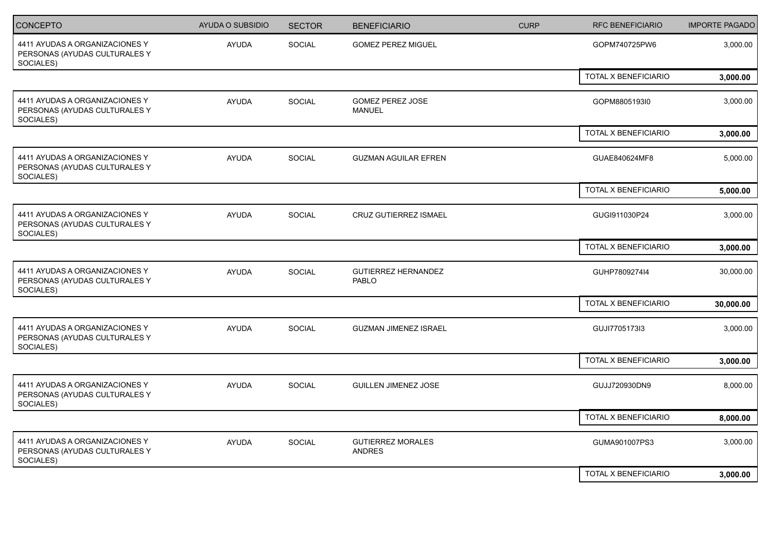| CONCEPTO | AYUDA O SUBSIDIO | SECTOR | BENEFICIARIO | CURP | RFC BENEFICIARIO | IMPORTE PAGADO |
|---|---|---|---|---|---|---|
| 4411 AYUDAS A ORGANIZACIONES Y PERSONAS (AYUDAS CULTURALES Y SOCIALES) | AYUDA | SOCIAL | GOMEZ PEREZ MIGUEL | | GOPM740725PW6 | 3,000.00 |
| | | | | | TOTAL X BENEFICIARIO | **3,000.00** |
| 4411 AYUDAS A ORGANIZACIONES Y PERSONAS (AYUDAS CULTURALES Y SOCIALES) | AYUDA | SOCIAL | GOMEZ PEREZ JOSE MANUEL | | GOPM8805193I0 | 3,000.00 |
| | | | | | TOTAL X BENEFICIARIO | **3,000.00** |
| 4411 AYUDAS A ORGANIZACIONES Y PERSONAS (AYUDAS CULTURALES Y SOCIALES) | AYUDA | SOCIAL | GUZMAN AGUILAR EFREN | | GUAE840624MF8 | 5,000.00 |
| | | | | | TOTAL X BENEFICIARIO | **5,000.00** |
| 4411 AYUDAS A ORGANIZACIONES Y PERSONAS (AYUDAS CULTURALES Y SOCIALES) | AYUDA | SOCIAL | CRUZ GUTIERREZ ISMAEL | | GUGI911030P24 | 3,000.00 |
| | | | | | TOTAL X BENEFICIARIO | **3,000.00** |
| 4411 AYUDAS A ORGANIZACIONES Y PERSONAS (AYUDAS CULTURALES Y SOCIALES) | AYUDA | SOCIAL | GUTIERREZ HERNANDEZ PABLO | | GUHP7809274I4 | 30,000.00 |
| | | | | | TOTAL X BENEFICIARIO | **30,000.00** |
| 4411 AYUDAS A ORGANIZACIONES Y PERSONAS (AYUDAS CULTURALES Y SOCIALES) | AYUDA | SOCIAL | GUZMAN JIMENEZ ISRAEL | | GUJI7705173I3 | 3,000.00 |
| | | | | | TOTAL X BENEFICIARIO | **3,000.00** |
| 4411 AYUDAS A ORGANIZACIONES Y PERSONAS (AYUDAS CULTURALES Y SOCIALES) | AYUDA | SOCIAL | GUILLEN JIMENEZ JOSE | | GUJJ720930DN9 | 8,000.00 |
| | | | | | TOTAL X BENEFICIARIO | **8,000.00** |
| 4411 AYUDAS A ORGANIZACIONES Y PERSONAS (AYUDAS CULTURALES Y SOCIALES) | AYUDA | SOCIAL | GUTIERREZ MORALES ANDRES | | GUMA901007PS3 | 3,000.00 |
| | | | | | TOTAL X BENEFICIARIO | **3,000.00** |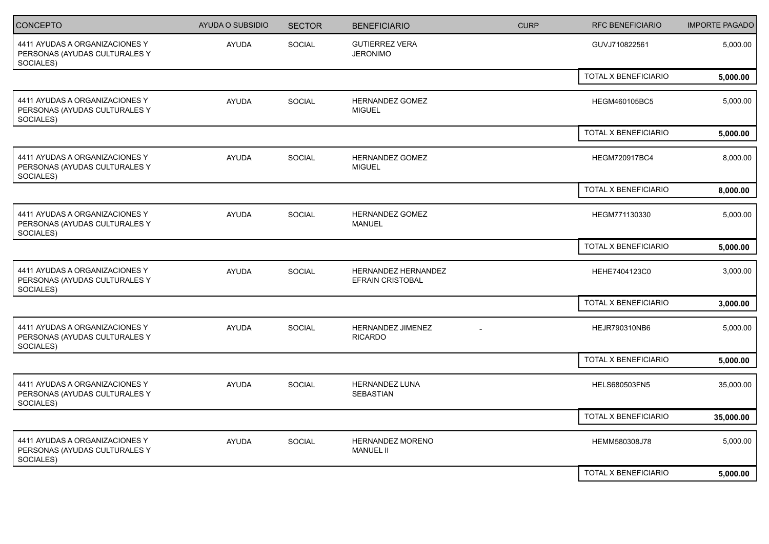| CONCEPTO | AYUDA O SUBSIDIO | SECTOR | BENEFICIARIO | CURP | RFC BENEFICIARIO | IMPORTE PAGADO |
|---|---|---|---|---|---|---|
| 4411 AYUDAS A ORGANIZACIONES Y PERSONAS (AYUDAS CULTURALES Y SOCIALES) | AYUDA | SOCIAL | GUTIERREZ VERA JERONIMO | | GUVJ710822561 | 5,000.00 |
| | | | | | TOTAL X BENEFICIARIO | **5,000.00** |
| 4411 AYUDAS A ORGANIZACIONES Y PERSONAS (AYUDAS CULTURALES Y SOCIALES) | AYUDA | SOCIAL | HERNANDEZ GOMEZ MIGUEL | | HEGM460105BC5 | 5,000.00 |
| | | | | | TOTAL X BENEFICIARIO | **5,000.00** |
| 4411 AYUDAS A ORGANIZACIONES Y PERSONAS (AYUDAS CULTURALES Y SOCIALES) | AYUDA | SOCIAL | HERNANDEZ GOMEZ MIGUEL | | HEGM720917BC4 | 8,000.00 |
| | | | | | TOTAL X BENEFICIARIO | **8,000.00** |
| 4411 AYUDAS A ORGANIZACIONES Y PERSONAS (AYUDAS CULTURALES Y SOCIALES) | AYUDA | SOCIAL | HERNANDEZ GOMEZ MANUEL | | HEGM771130330 | 5,000.00 |
| | | | | | TOTAL X BENEFICIARIO | **5,000.00** |
| 4411 AYUDAS A ORGANIZACIONES Y PERSONAS (AYUDAS CULTURALES Y SOCIALES) | AYUDA | SOCIAL | HERNANDEZ HERNANDEZ EFRAIN CRISTOBAL | | HEHE7404123C0 | 3,000.00 |
| | | | | | TOTAL X BENEFICIARIO | **3,000.00** |
| 4411 AYUDAS A ORGANIZACIONES Y PERSONAS (AYUDAS CULTURALES Y SOCIALES) | AYUDA | SOCIAL | HERNANDEZ JIMENEZ RICARDO | - | HEJR790310NB6 | 5,000.00 |
| | | | | | TOTAL X BENEFICIARIO | **5,000.00** |
| 4411 AYUDAS A ORGANIZACIONES Y PERSONAS (AYUDAS CULTURALES Y SOCIALES) | AYUDA | SOCIAL | HERNANDEZ LUNA SEBASTIAN | | HELS680503FN5 | 35,000.00 |
| | | | | | TOTAL X BENEFICIARIO | **35,000.00** |
| 4411 AYUDAS A ORGANIZACIONES Y PERSONAS (AYUDAS CULTURALES Y SOCIALES) | AYUDA | SOCIAL | HERNANDEZ MORENO MANUEL II | | HEMM580308J78 | 5,000.00 |
| | | | | | TOTAL X BENEFICIARIO | **5,000.00** |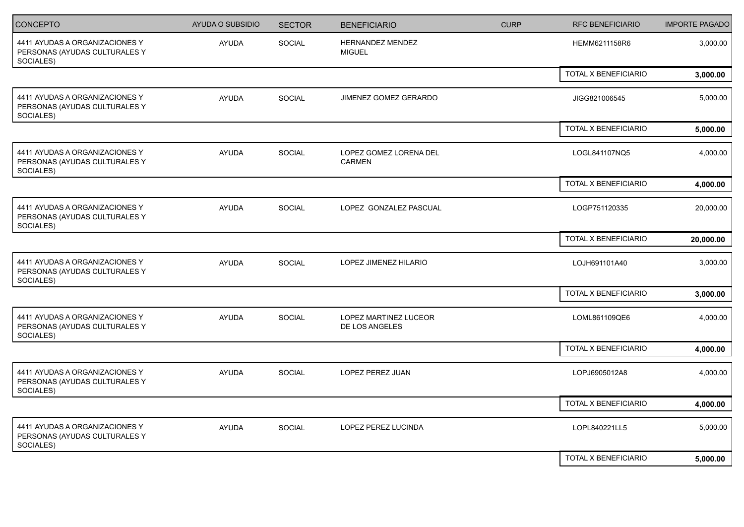| CONCEPTO | AYUDA O SUBSIDIO | SECTOR | BENEFICIARIO | CURP | RFC BENEFICIARIO | IMPORTE PAGADO |
|---|---|---|---|---|---|---|
| 4411 AYUDAS A ORGANIZACIONES Y PERSONAS (AYUDAS CULTURALES Y SOCIALES) | AYUDA | SOCIAL | HERNANDEZ MENDEZ MIGUEL | | HEMM6211158R6 | 3,000.00 |
| | | | | | TOTAL X BENEFICIARIO | **3,000.00** |
| 4411 AYUDAS A ORGANIZACIONES Y PERSONAS (AYUDAS CULTURALES Y SOCIALES) | AYUDA | SOCIAL | JIMENEZ GOMEZ GERARDO | | JIGG821006545 | 5,000.00 |
| | | | | | TOTAL X BENEFICIARIO | **5,000.00** |
| 4411 AYUDAS A ORGANIZACIONES Y PERSONAS (AYUDAS CULTURALES Y SOCIALES) | AYUDA | SOCIAL | LOPEZ GOMEZ LORENA DEL CARMEN | | LOGL841107NQ5 | 4,000.00 |
| | | | | | TOTAL X BENEFICIARIO | **4,000.00** |
| 4411 AYUDAS A ORGANIZACIONES Y PERSONAS (AYUDAS CULTURALES Y SOCIALES) | AYUDA | SOCIAL | LOPEZ GONZALEZ PASCUAL | | LOGP751120335 | 20,000.00 |
| | | | | | TOTAL X BENEFICIARIO | **20,000.00** |
| 4411 AYUDAS A ORGANIZACIONES Y PERSONAS (AYUDAS CULTURALES Y SOCIALES) | AYUDA | SOCIAL | LOPEZ JIMENEZ HILARIO | | LOJH691101A40 | 3,000.00 |
| | | | | | TOTAL X BENEFICIARIO | **3,000.00** |
| 4411 AYUDAS A ORGANIZACIONES Y PERSONAS (AYUDAS CULTURALES Y SOCIALES) | AYUDA | SOCIAL | LOPEZ MARTINEZ LUCEOR DE LOS ANGELES | | LOML861109QE6 | 4,000.00 |
| | | | | | TOTAL X BENEFICIARIO | **4,000.00** |
| 4411 AYUDAS A ORGANIZACIONES Y PERSONAS (AYUDAS CULTURALES Y SOCIALES) | AYUDA | SOCIAL | LOPEZ PEREZ JUAN | | LOPJ6905012A8 | 4,000.00 |
| | | | | | TOTAL X BENEFICIARIO | **4,000.00** |
| 4411 AYUDAS A ORGANIZACIONES Y PERSONAS (AYUDAS CULTURALES Y SOCIALES) | AYUDA | SOCIAL | LOPEZ PEREZ LUCINDA | | LOPL840221LL5 | 5,000.00 |
| | | | | | TOTAL X BENEFICIARIO | **5,000.00** |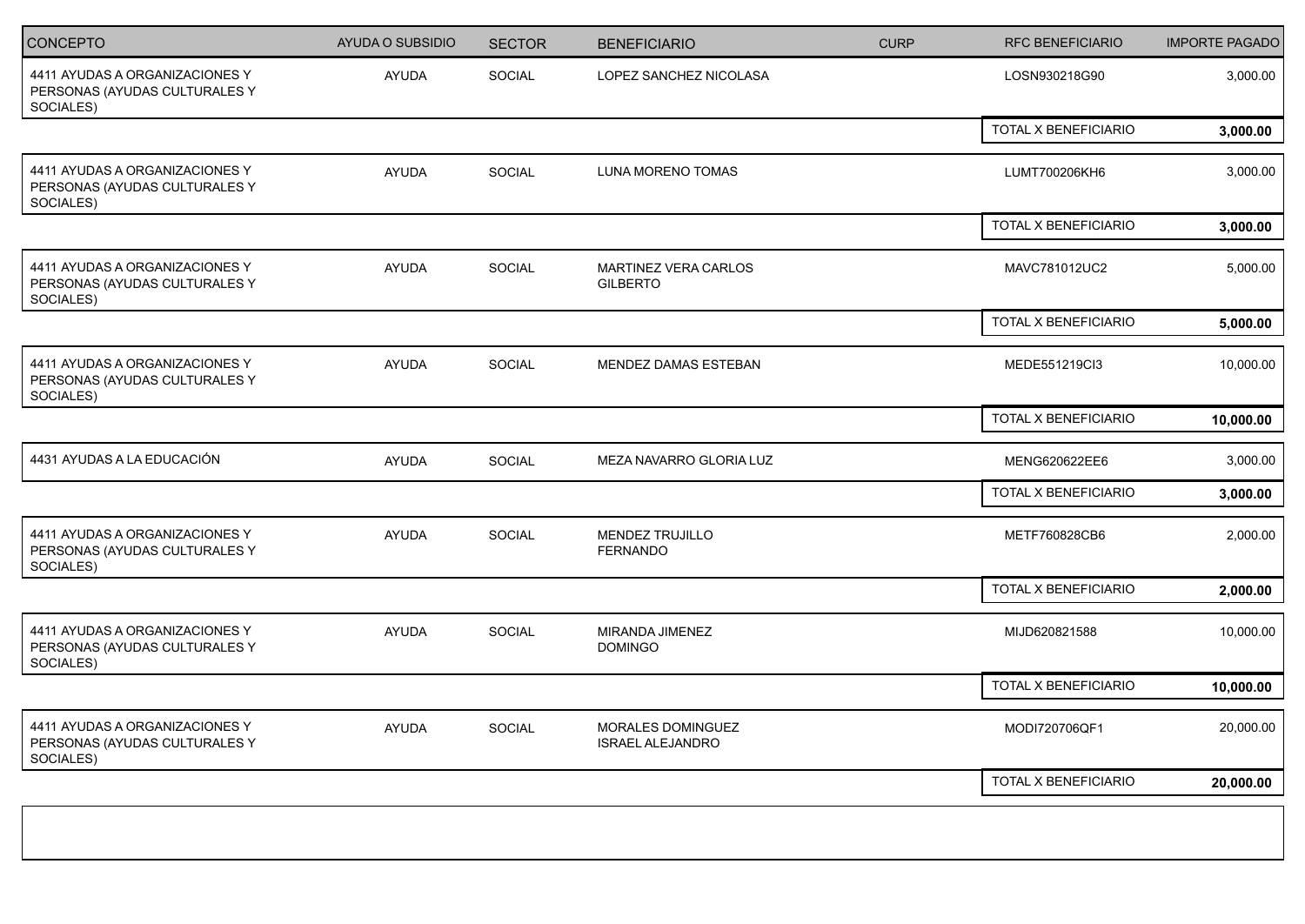| CONCEPTO | AYUDA O SUBSIDIO | SECTOR | BENEFICIARIO | CURP | RFC BENEFICIARIO | IMPORTE PAGADO |
|---|---|---|---|---|---|---|
| 4411 AYUDAS A ORGANIZACIONES Y PERSONAS (AYUDAS CULTURALES Y SOCIALES) | AYUDA | SOCIAL | LOPEZ SANCHEZ NICOLASA | | LOSN930218G90 | 3,000.00 |
| | | | | | TOTAL X BENEFICIARIO | **3,000.00** |
| 4411 AYUDAS A ORGANIZACIONES Y PERSONAS (AYUDAS CULTURALES Y SOCIALES) | AYUDA | SOCIAL | LUNA MORENO TOMAS | | LUMT700206KH6 | 3,000.00 |
| | | | | | TOTAL X BENEFICIARIO | **3,000.00** |
| 4411 AYUDAS A ORGANIZACIONES Y PERSONAS (AYUDAS CULTURALES Y SOCIALES) | AYUDA | SOCIAL | MARTINEZ VERA CARLOS GILBERTO | | MAVC781012UC2 | 5,000.00 |
| | | | | | TOTAL X BENEFICIARIO | **5,000.00** |
| 4411 AYUDAS A ORGANIZACIONES Y PERSONAS (AYUDAS CULTURALES Y SOCIALES) | AYUDA | SOCIAL | MENDEZ DAMAS ESTEBAN | | MEDE551219CI3 | 10,000.00 |
| | | | | | TOTAL X BENEFICIARIO | **10,000.00** |
| 4431 AYUDAS A LA EDUCACIÓN | AYUDA | SOCIAL | MEZA NAVARRO GLORIA LUZ | | MENG620622EE6 | 3,000.00 |
| | | | | | TOTAL X BENEFICIARIO | **3,000.00** |
| 4411 AYUDAS A ORGANIZACIONES Y PERSONAS (AYUDAS CULTURALES Y SOCIALES) | AYUDA | SOCIAL | MENDEZ TRUJILLO FERNANDO | | METF760828CB6 | 2,000.00 |
| | | | | | TOTAL X BENEFICIARIO | **2,000.00** |
| 4411 AYUDAS A ORGANIZACIONES Y PERSONAS (AYUDAS CULTURALES Y SOCIALES) | AYUDA | SOCIAL | MIRANDA JIMENEZ DOMINGO | | MIJD620821588 | 10,000.00 |
| | | | | | TOTAL X BENEFICIARIO | **10,000.00** |
| 4411 AYUDAS A ORGANIZACIONES Y PERSONAS (AYUDAS CULTURALES Y SOCIALES) | AYUDA | SOCIAL | MORALES DOMINGUEZ ISRAEL ALEJANDRO | | MODI720706QF1 | 20,000.00 |
| | | | | | TOTAL X BENEFICIARIO | **20,000.00** |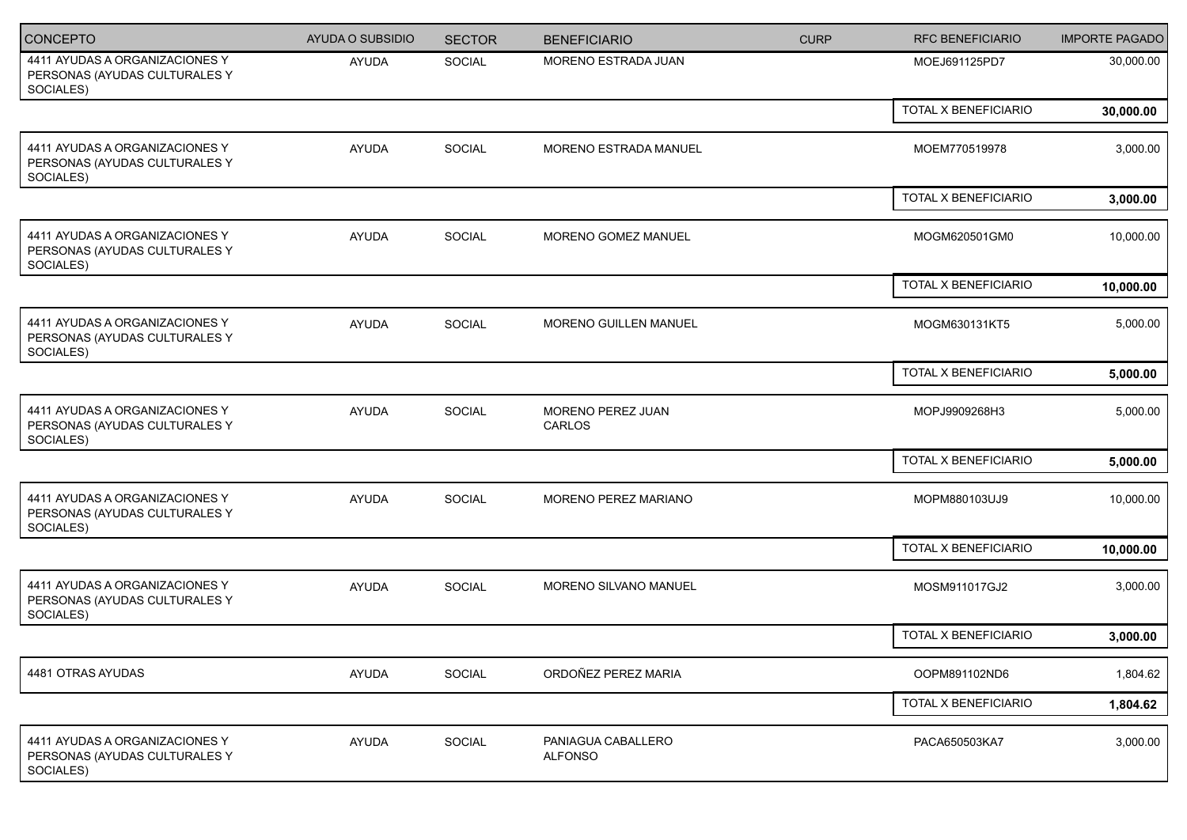| CONCEPTO | AYUDA O SUBSIDIO | SECTOR | BENEFICIARIO | CURP | RFC BENEFICIARIO | IMPORTE PAGADO |
|---|---|---|---|---|---|---|
| 4411 AYUDAS A ORGANIZACIONES Y PERSONAS (AYUDAS CULTURALES Y SOCIALES) | AYUDA | SOCIAL | MORENO ESTRADA JUAN | | MOEJ691125PD7 | 30,000.00 |
| | | | | | TOTAL X BENEFICIARIO | **30,000.00** |
| 4411 AYUDAS A ORGANIZACIONES Y PERSONAS (AYUDAS CULTURALES Y SOCIALES) | AYUDA | SOCIAL | MORENO ESTRADA MANUEL | | MOEM770519978 | 3,000.00 |
| | | | | | TOTAL X BENEFICIARIO | **3,000.00** |
| 4411 AYUDAS A ORGANIZACIONES Y PERSONAS (AYUDAS CULTURALES Y SOCIALES) | AYUDA | SOCIAL | MORENO GOMEZ MANUEL | | MOGM620501GM0 | 10,000.00 |
| | | | | | TOTAL X BENEFICIARIO | **10,000.00** |
| 4411 AYUDAS A ORGANIZACIONES Y PERSONAS (AYUDAS CULTURALES Y SOCIALES) | AYUDA | SOCIAL | MORENO GUILLEN MANUEL | | MOGM630131KT5 | 5,000.00 |
| | | | | | TOTAL X BENEFICIARIO | **5,000.00** |
| 4411 AYUDAS A ORGANIZACIONES Y PERSONAS (AYUDAS CULTURALES Y SOCIALES) | AYUDA | SOCIAL | MORENO PEREZ JUAN CARLOS | | MOPJ9909268H3 | 5,000.00 |
| | | | | | TOTAL X BENEFICIARIO | **5,000.00** |
| 4411 AYUDAS A ORGANIZACIONES Y PERSONAS (AYUDAS CULTURALES Y SOCIALES) | AYUDA | SOCIAL | MORENO PEREZ MARIANO | | MOPM880103UJ9 | 10,000.00 |
| | | | | | TOTAL X BENEFICIARIO | **10,000.00** |
| 4411 AYUDAS A ORGANIZACIONES Y PERSONAS (AYUDAS CULTURALES Y SOCIALES) | AYUDA | SOCIAL | MORENO SILVANO MANUEL | | MOSM911017GJ2 | 3,000.00 |
| | | | | | TOTAL X BENEFICIARIO | **3,000.00** |
| 4481 OTRAS AYUDAS | AYUDA | SOCIAL | ORDOÑEZ PEREZ MARIA | | OOPM891102ND6 | 1,804.62 |
| | | | | | TOTAL X BENEFICIARIO | **1,804.62** |
| 4411 AYUDAS A ORGANIZACIONES Y PERSONAS (AYUDAS CULTURALES Y SOCIALES) | AYUDA | SOCIAL | PANIAGUA CABALLERO ALFONSO | | PACA650503KA7 | 3,000.00 |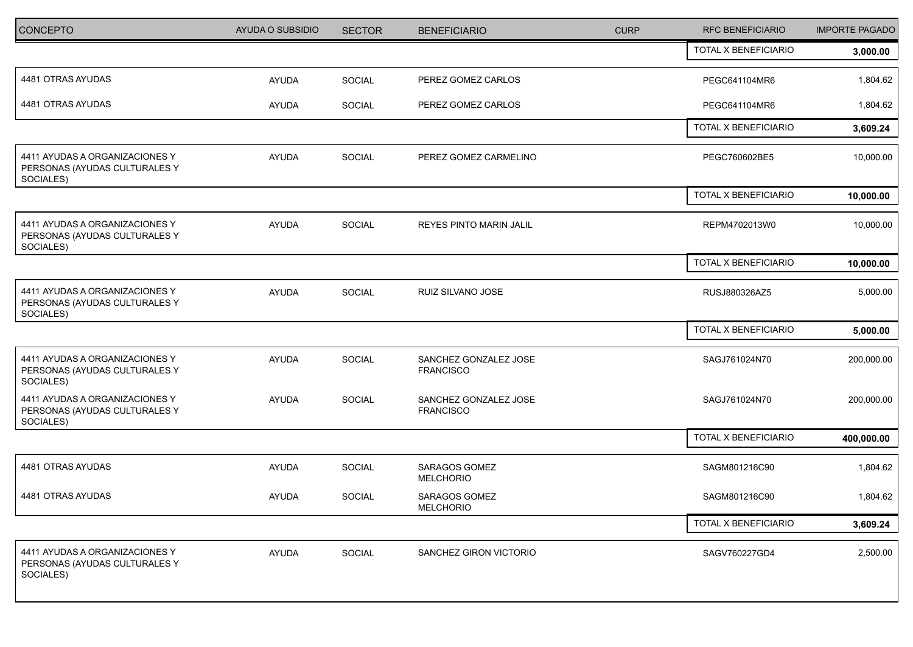| CONCEPTO | AYUDA O SUBSIDIO | SECTOR | BENEFICIARIO | CURP | RFC BENEFICIARIO | IMPORTE PAGADO |
|---|---|---|---|---|---|---|
| | | | | | TOTAL X BENEFICIARIO | **3,000.00** |
| 4481 OTRAS AYUDAS | AYUDA | SOCIAL | PEREZ GOMEZ CARLOS | | PEGC641104MR6 | 1,804.62 |
| 4481 OTRAS AYUDAS | AYUDA | SOCIAL | PEREZ GOMEZ CARLOS | | PEGC641104MR6 | 1,804.62 |
| | | | | | TOTAL X BENEFICIARIO | **3,609.24** |
| 4411 AYUDAS A ORGANIZACIONES Y PERSONAS (AYUDAS CULTURALES Y SOCIALES) | AYUDA | SOCIAL | PEREZ GOMEZ CARMELINO | | PEGC760602BE5 | 10,000.00 |
| | | | | | TOTAL X BENEFICIARIO | **10,000.00** |
| 4411 AYUDAS A ORGANIZACIONES Y PERSONAS (AYUDAS CULTURALES Y SOCIALES) | AYUDA | SOCIAL | REYES PINTO MARIN JALIL | | REPM4702013W0 | 10,000.00 |
| | | | | | TOTAL X BENEFICIARIO | **10,000.00** |
| 4411 AYUDAS A ORGANIZACIONES Y PERSONAS (AYUDAS CULTURALES Y SOCIALES) | AYUDA | SOCIAL | RUIZ SILVANO JOSE | | RUSJ880326AZ5 | 5,000.00 |
| | | | | | TOTAL X BENEFICIARIO | **5,000.00** |
| 4411 AYUDAS A ORGANIZACIONES Y PERSONAS (AYUDAS CULTURALES Y SOCIALES) | AYUDA | SOCIAL | SANCHEZ GONZALEZ JOSE FRANCISCO | | SAGJ761024N70 | 200,000.00 |
| 4411 AYUDAS A ORGANIZACIONES Y PERSONAS (AYUDAS CULTURALES Y SOCIALES) | AYUDA | SOCIAL | SANCHEZ GONZALEZ JOSE FRANCISCO | | SAGJ761024N70 | 200,000.00 |
| | | | | | TOTAL X BENEFICIARIO | **400,000.00** |
| 4481 OTRAS AYUDAS | AYUDA | SOCIAL | SARAGOS GOMEZ MELCHORIO | | SAGM801216C90 | 1,804.62 |
| 4481 OTRAS AYUDAS | AYUDA | SOCIAL | SARAGOS GOMEZ MELCHORIO | | SAGM801216C90 | 1,804.62 |
| | | | | | TOTAL X BENEFICIARIO | **3,609.24** |
| 4411 AYUDAS A ORGANIZACIONES Y PERSONAS (AYUDAS CULTURALES Y SOCIALES) | AYUDA | SOCIAL | SANCHEZ GIRON VICTORIO | | SAGV760227GD4 | 2,500.00 |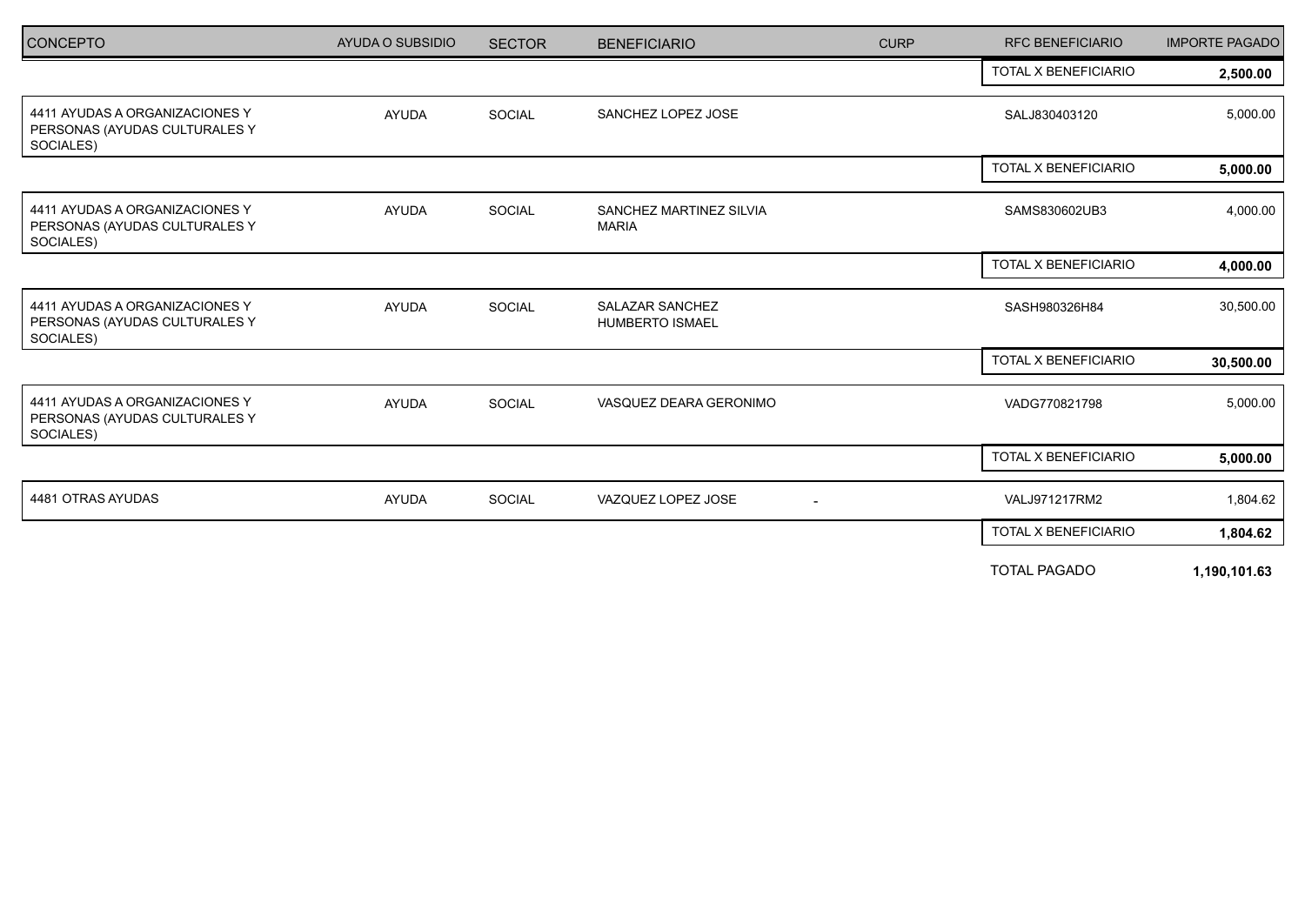| CONCEPTO | AYUDA O SUBSIDIO | SECTOR | BENEFICIARIO | CURP | RFC BENEFICIARIO | IMPORTE PAGADO |
|---|---|---|---|---|---|---|
| | | | | | TOTAL X BENEFICIARIO | **2,500.00** |
| 4411 AYUDAS A ORGANIZACIONES Y PERSONAS (AYUDAS CULTURALES Y SOCIALES) | AYUDA | SOCIAL | SANCHEZ LOPEZ JOSE | | SALJ830403120 | 5,000.00 |
| | | | | | TOTAL X BENEFICIARIO | **5,000.00** |
| 4411 AYUDAS A ORGANIZACIONES Y PERSONAS (AYUDAS CULTURALES Y SOCIALES) | AYUDA | SOCIAL | SANCHEZ MARTINEZ SILVIA MARIA | | SAMS830602UB3 | 4,000.00 |
| | | | | | TOTAL X BENEFICIARIO | **4,000.00** |
| 4411 AYUDAS A ORGANIZACIONES Y PERSONAS (AYUDAS CULTURALES Y SOCIALES) | AYUDA | SOCIAL | SALAZAR SANCHEZ HUMBERTO ISMAEL | | SASH980326H84 | 30,500.00 |
| | | | | | TOTAL X BENEFICIARIO | **30,500.00** |
| 4411 AYUDAS A ORGANIZACIONES Y PERSONAS (AYUDAS CULTURALES Y SOCIALES) | AYUDA | SOCIAL | VASQUEZ DEARA GERONIMO | | VADG770821798 | 5,000.00 |
| | | | | | TOTAL X BENEFICIARIO | **5,000.00** |
| 4481 OTRAS AYUDAS | AYUDA | SOCIAL | VAZQUEZ LOPEZ JOSE | - | VALJ971217RM2 | 1,804.62 |
| | | | | | TOTAL X BENEFICIARIO | **1,804.62** |
| | | | | | TOTAL PAGADO | **1,190,101.63** |